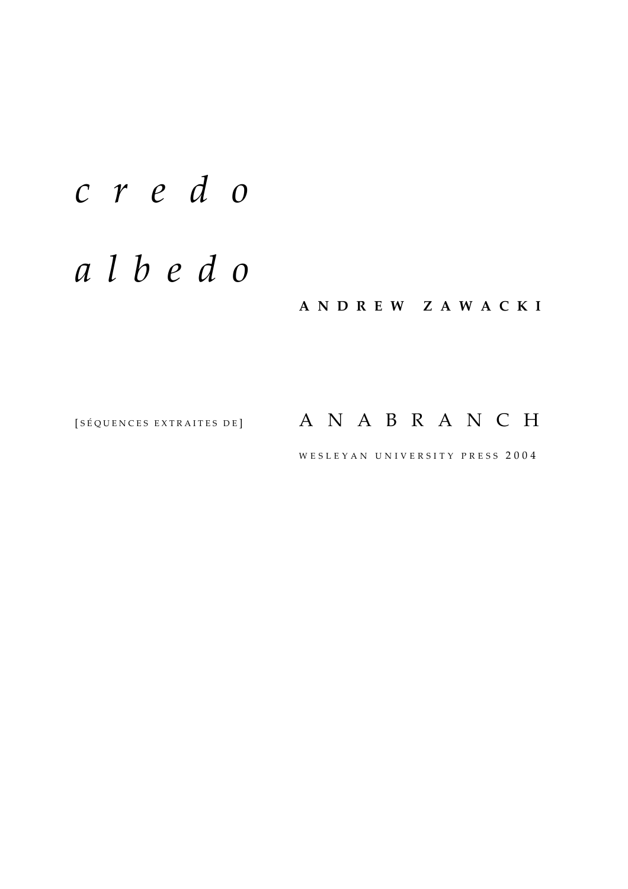# *credo*

# *albedo*

**ANDREW ZAWACKI**

[SÉQUENCES EXTRAITES DE] ANABRANCH

WESLEYAN UNIVERSITY PRESS 2004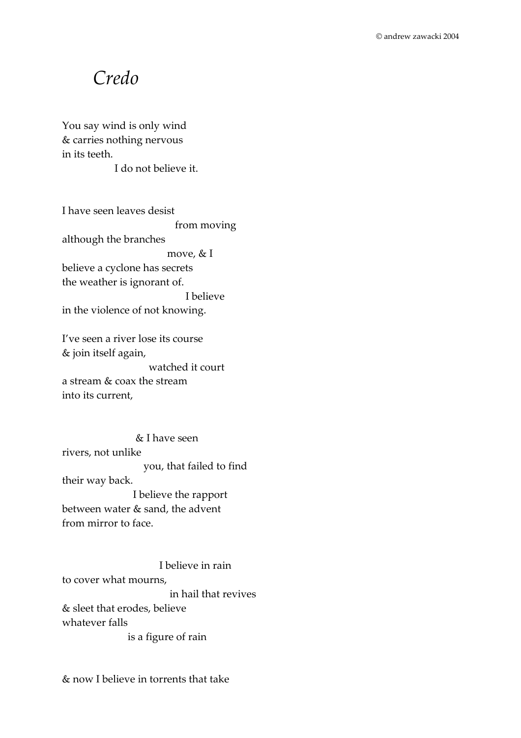# *Credo*

You say wind is only wind
& carries nothing nervous
in its teeth.
I do not believe it.

I have seen leaves desist
from moving
although the branches
move, & I
believe a cyclone has secrets
the weather is ignorant of.
I believe
in the violence of not knowing.

I've seen a river lose its course
& join itself again,
watched it court
a stream & coax the stream
into its current,

& I have seen
rivers, not unlike
you, that failed to find
their way back.
I believe the rapport
between water & sand, the advent
from mirror to face.

I believe in rain
to cover what mourns,
in hail that revives
& sleet that erodes, believe
whatever falls
is a figure of rain

& now I believe in torrents that take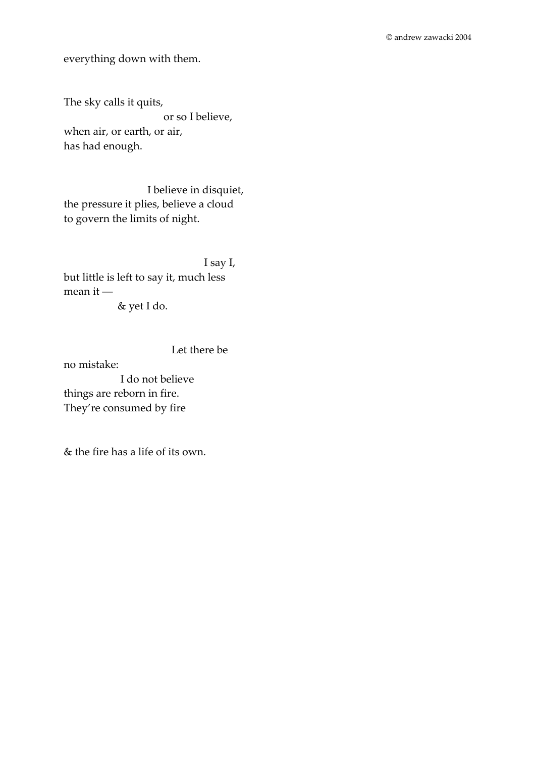everything down with them.

The sky calls it quits,
or so I believe,
when air, or earth, or air,
has had enough.

I believe in disquiet,
the pressure it plies, believe a cloud
to govern the limits of night.

I say I,
but little is left to say it, much less
mean it —
& yet I do.

Let there be
no mistake:
I do not believe
things are reborn in fire.
They're consumed by fire

& the fire has a life of its own.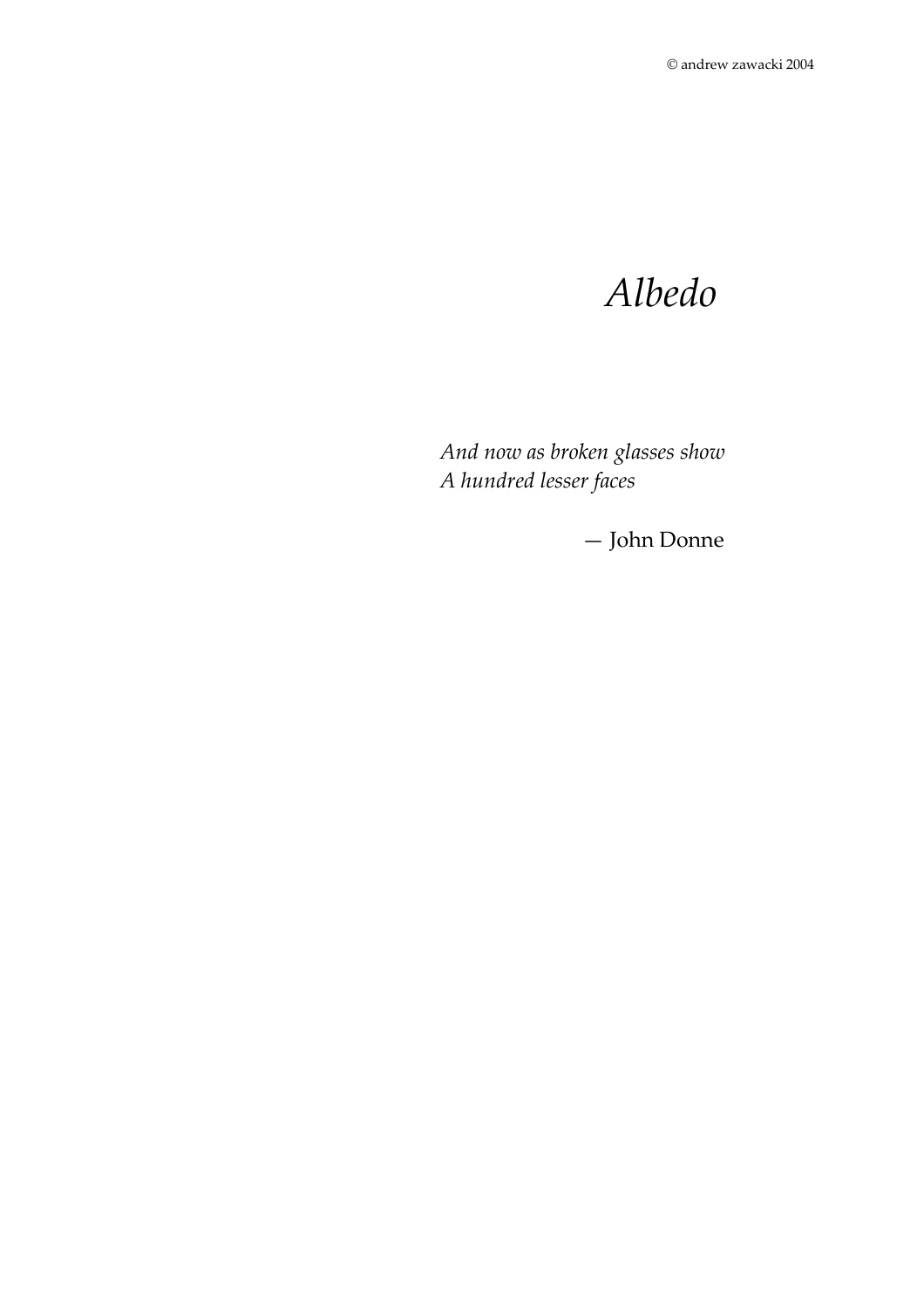# *Albedo*

*And now as broken glasses show*
*A hundred lesser faces*

— John Donne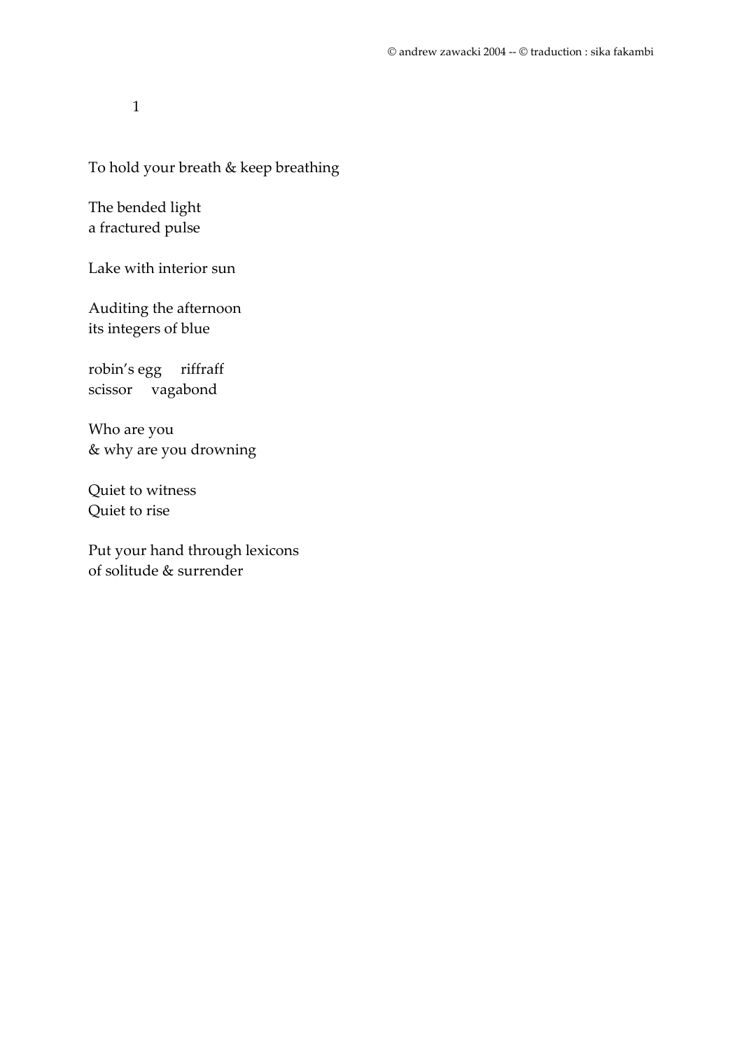1

To hold your breath & keep breathing

The bended light
a fractured pulse

Lake with interior sun

Auditing the afternoon
its integers of blue

robin's egg     riffraff
scissor     vagabond

Who are you
& why are you drowning

Quiet to witness
Quiet to rise

Put your hand through lexicons
of solitude & surrender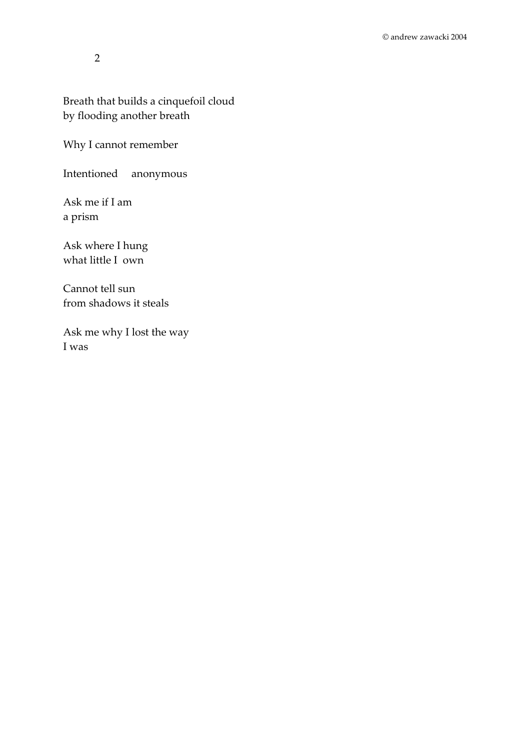2

Breath that builds a cinquefoil cloud
by flooding another breath

Why I cannot remember

Intentioned     anonymous

Ask me if I am
a prism

Ask where I hung
what little I  own

Cannot tell sun
from shadows it steals

Ask me why I lost the way
I was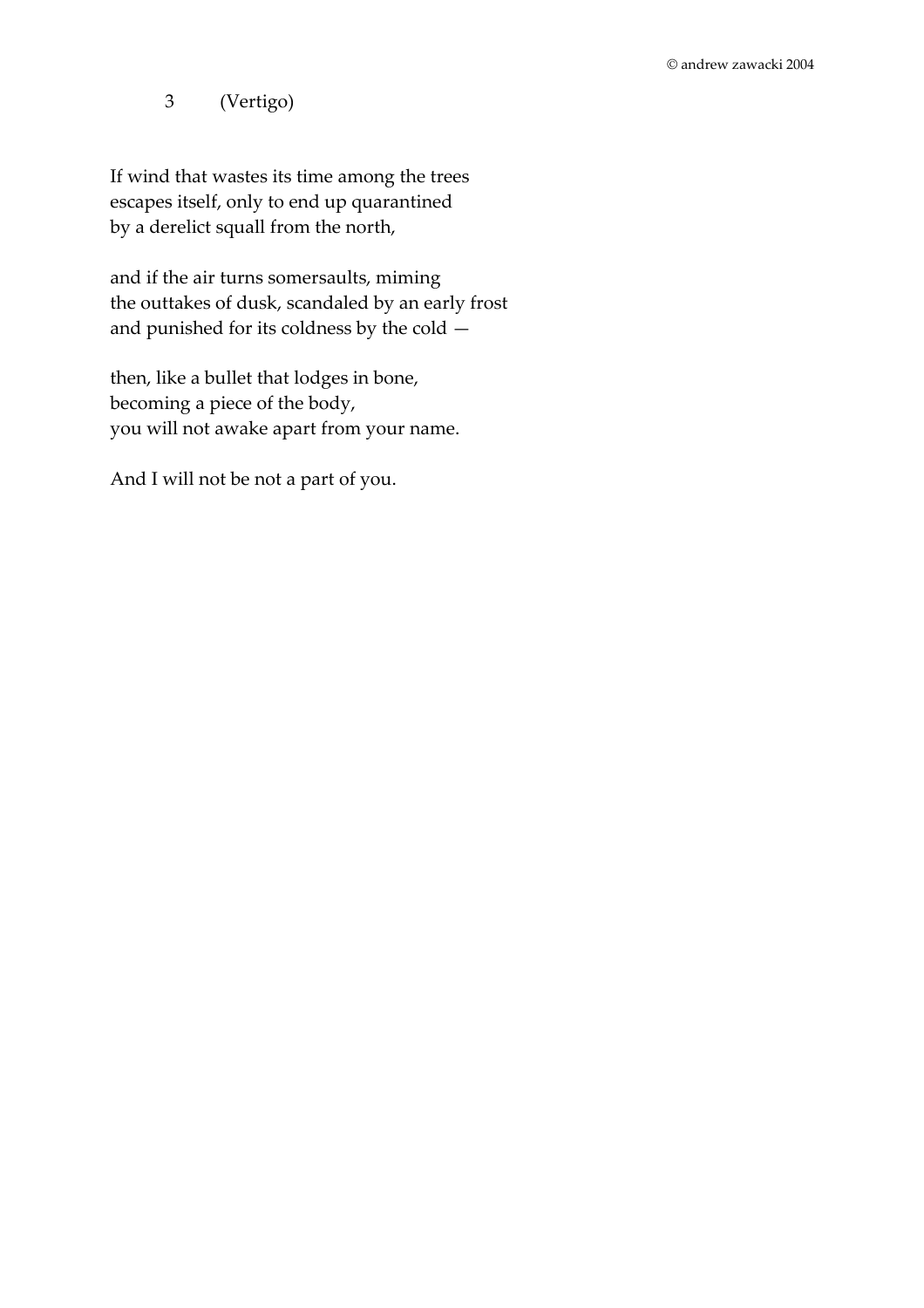## 3 (Vertigo)

If wind that wastes its time among the trees
escapes itself, only to end up quarantined
by a derelict squall from the north,

and if the air turns somersaults, miming
the outtakes of dusk, scandaled by an early frost
and punished for its coldness by the cold —

then, like a bullet that lodges in bone,
becoming a piece of the body,
you will not awake apart from your name.

And I will not be not a part of you.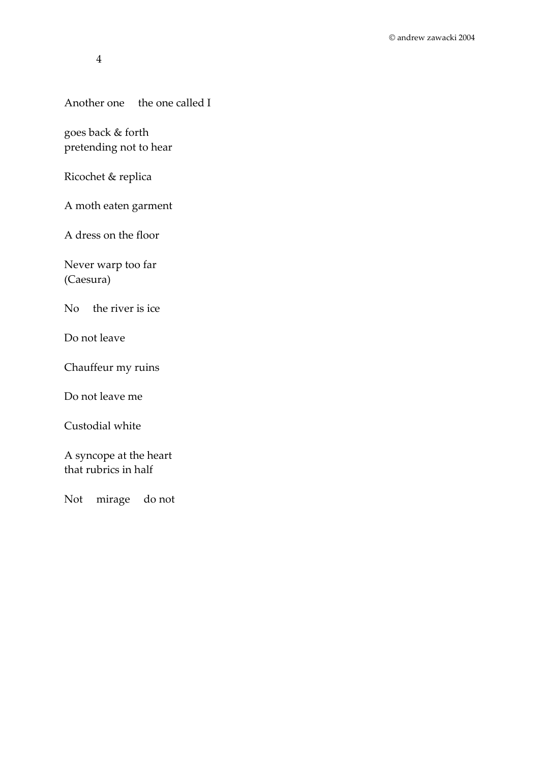4

Another one     the one called I

goes back & forth
pretending not to hear

Ricochet & replica

A moth eaten garment

A dress on the floor

Never warp too far
(Caesura)

No     the river is ice

Do not leave

Chauffeur my ruins

Do not leave me

Custodial white

A syncope at the heart
that rubrics in half

Not     mirage     do not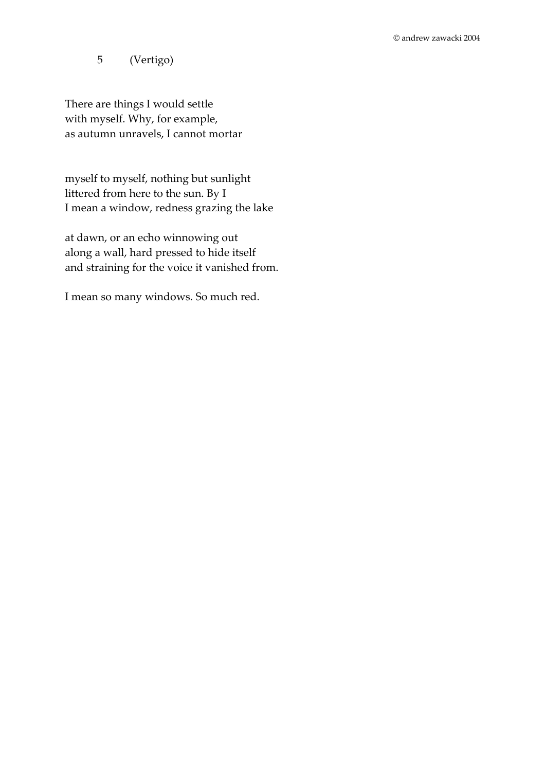## 5 (Vertigo)

There are things I would settle  
with myself. Why, for example,  
as autumn unravels, I cannot mortar

myself to myself, nothing but sunlight  
littered from here to the sun. By I  
I mean a window, redness grazing the lake

at dawn, or an echo winnowing out  
along a wall, hard pressed to hide itself  
and straining for the voice it vanished from.

I mean so many windows. So much red.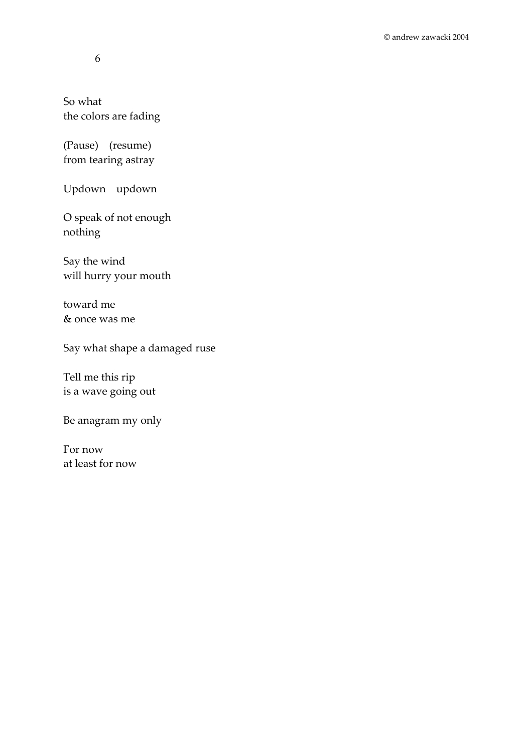6

So what
the colors are fading

(Pause)    (resume)
from tearing astray

Updown    updown

O speak of not enough
nothing

Say the wind
will hurry your mouth

toward me
& once was me

Say what shape a damaged ruse

Tell me this rip
is a wave going out

Be anagram my only

For now
at least for now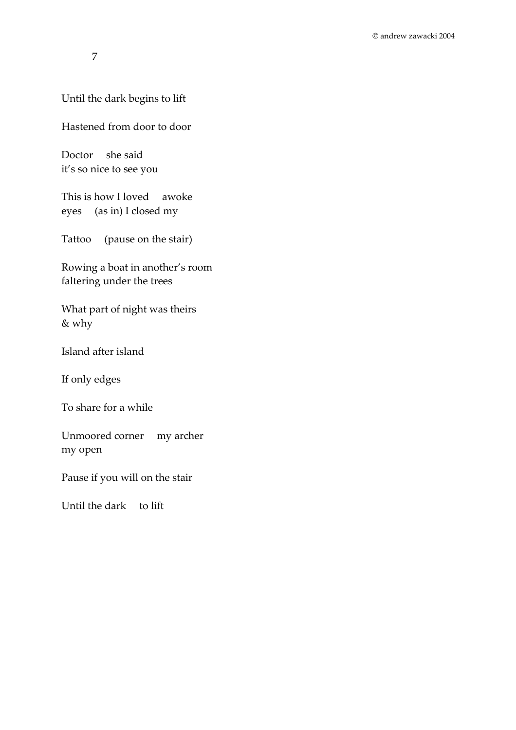7

Until the dark begins to lift

Hastened from door to door

Doctor   she said
it's so nice to see you

This is how I loved   awoke
eyes   (as in) I closed my

Tattoo   (pause on the stair)

Rowing a boat in another's room
faltering under the trees

What part of night was theirs
& why

Island after island

If only edges

To share for a while

Unmoored corner   my archer
my open

Pause if you will on the stair

Until the dark   to lift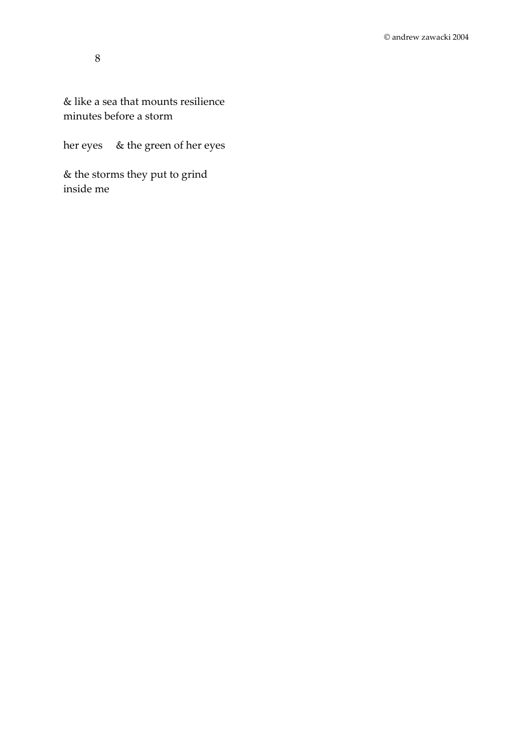8

& like a sea that mounts resilience
minutes before a storm

her eyes     & the green of her eyes

& the storms they put to grind
inside me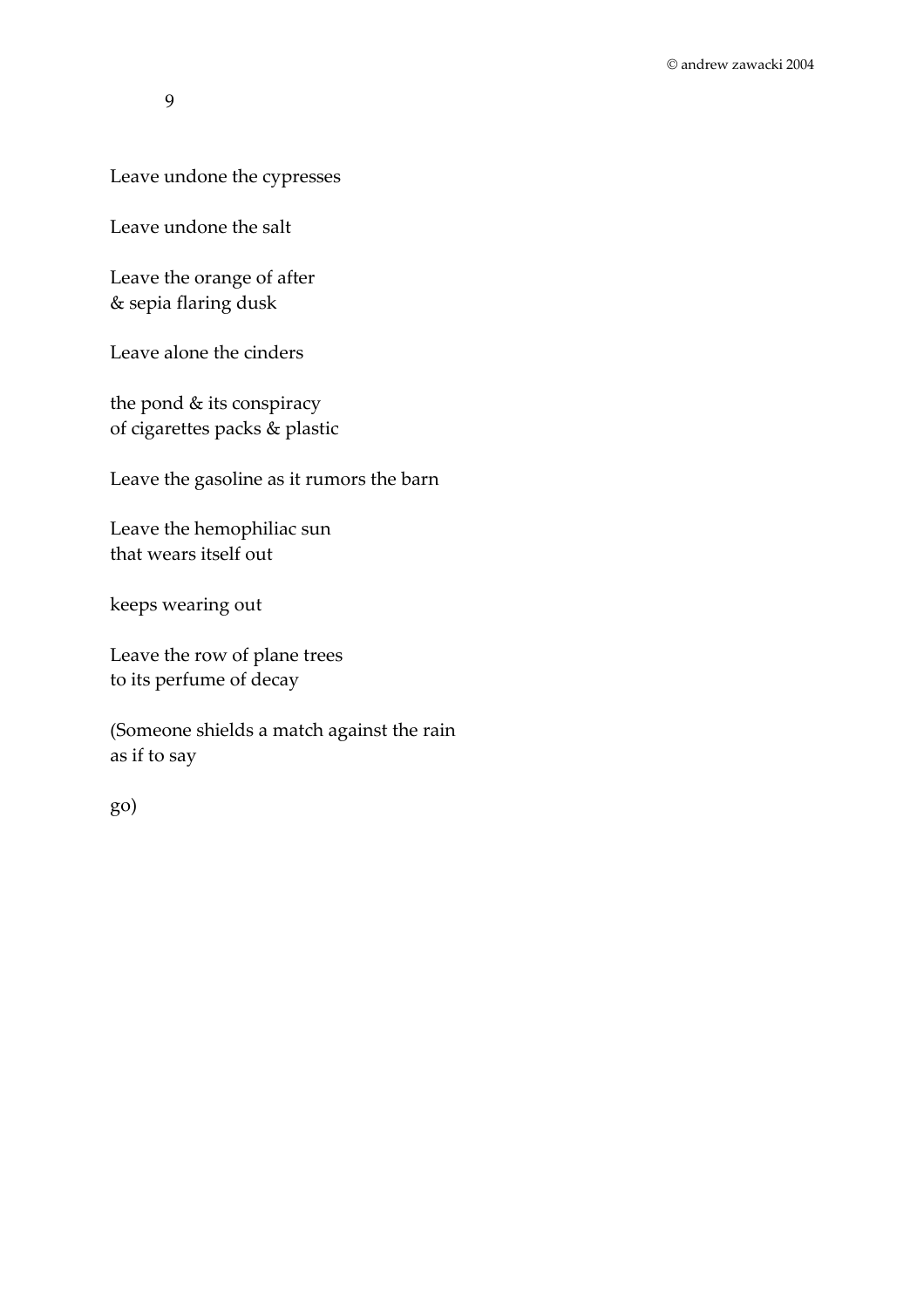9

Leave undone the cypresses

Leave undone the salt

Leave the orange of after  
& sepia flaring dusk

Leave alone the cinders

the pond & its conspiracy  
of cigarettes packs & plastic

Leave the gasoline as it rumors the barn

Leave the hemophiliac sun  
that wears itself out

keeps wearing out

Leave the row of plane trees  
to its perfume of decay

(Someone shields a match against the rain  
as if to say

go)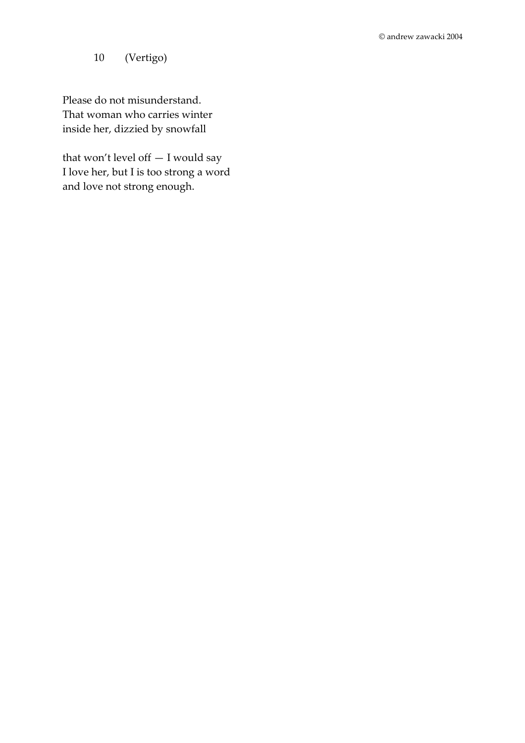10    (Vertigo)

Please do not misunderstand.  
That woman who carries winter  
inside her, dizzied by snowfall

that won't level off — I would say  
I love her, but I is too strong a word  
and love not strong enough.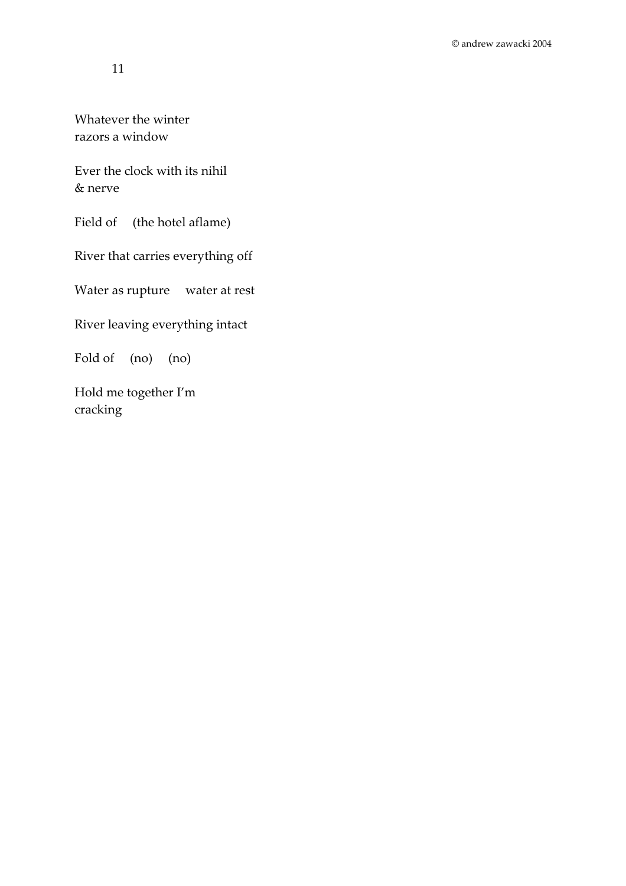11

Whatever the winter
razors a window

Ever the clock with its nihil
& nerve

Field of    (the hotel aflame)

River that carries everything off

Water as rupture    water at rest

River leaving everything intact

Fold of    (no)    (no)

Hold me together I'm
cracking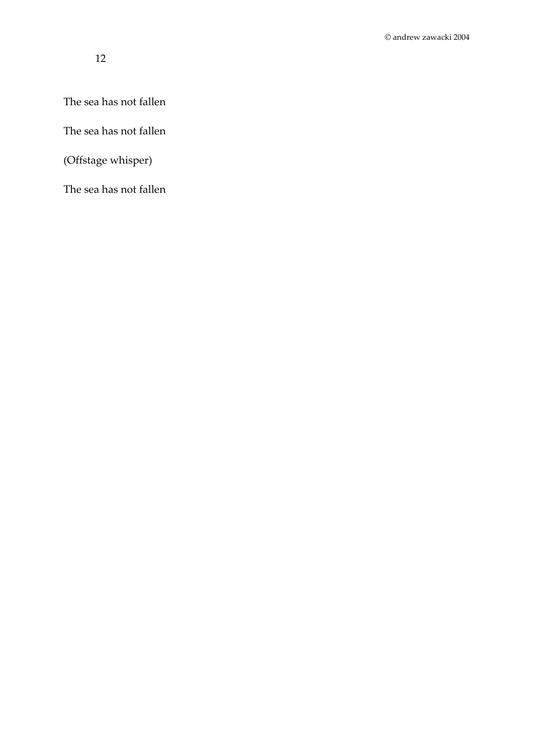12

The sea has not fallen

The sea has not fallen

(Offstage whisper)

The sea has not fallen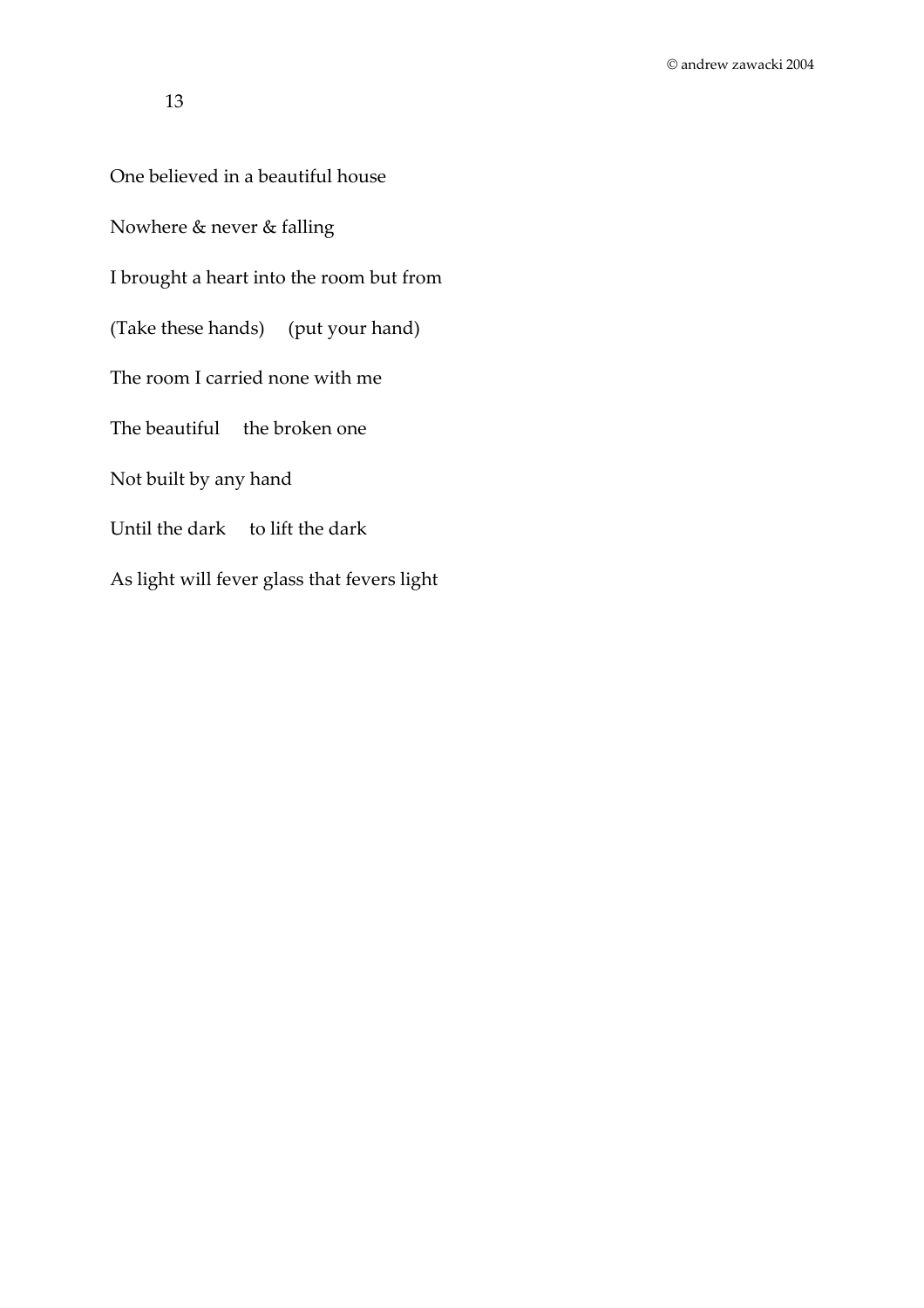13

One believed in a beautiful house

Nowhere & never & falling

I brought a heart into the room but from

(Take these hands)     (put your hand)

The room I carried none with me

The beautiful     the broken one

Not built by any hand

Until the dark     to lift the dark

As light will fever glass that fevers light